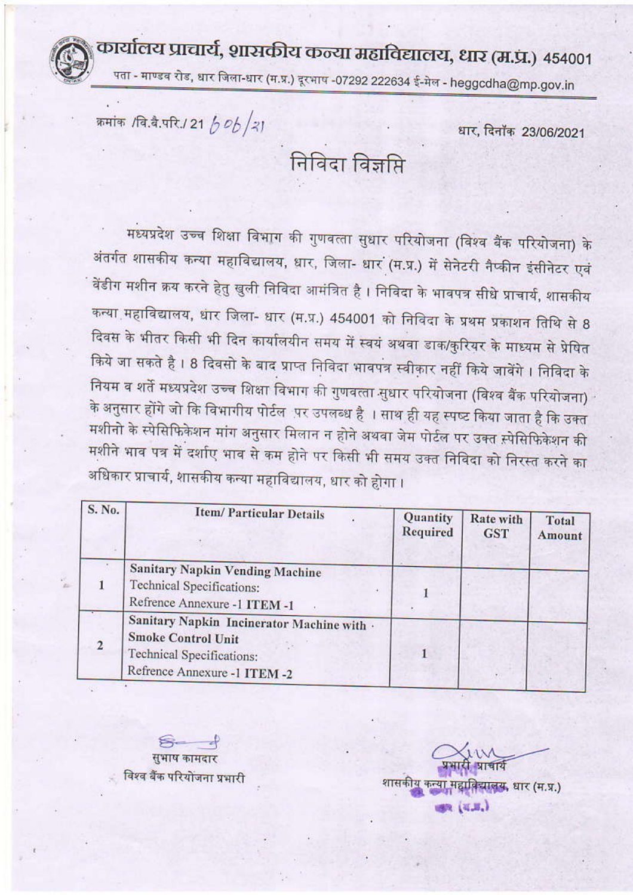# कार्यालय प्राचार्य, शासकीय कन्या महाविद्यालय, धार (म.प्र.) 454001

पता - माण्डव रोड, धार जिला-धार (म.प्र.) दूरभाष -07292 222634 ई-मेल - heggcdha@mp.gov.in

क्रमांक /वि.बै.परि./ 21 606/21

धार, दिनॉक 23/06/2021

## निविदा विज्ञप्ति

मध्यप्रदेश उच्च शिक्षा विभाग की गुणवत्ता सुधार परियोजना (विश्व बैंक परियोजना) के अंतर्गत शासकीय कन्या महाविद्यालय, धार, जिला- धार (म.प्र.) में सेनेटरी नैप्कीन इंसीनेटर एवं वेंडीग मशीन क्रय करने हेतु खुली निविदा आमंत्रित है। निविदा के भावपत्र सीधे प्राचार्य, शासकीय कन्या महाविद्यालय, धार जिला- धार (म.प्र.) 454001 को निविदा के प्रथम प्रकाशन तिथि से 8 दिवस के भीतर किसी भी दिन कार्यालयीन समय में स्वयं अथवा डाक/कुरियर के माध्यम से प्रेषित किये जा सकते है। 8 दिवसो के बाद प्राप्त निविदा भावपत्र स्वीकार नहीं किये जावेंगे। निविदा के नियम व शर्ते मध्यप्रदेश उच्च शिक्षा विभाग की गुणवत्ता सुधार परियोजना (विश्व बैंक परियोजना) के अनुसार होंगे जो कि विभागीय पोर्टल पर उपलब्ध है। साथ ही यह स्पष्ट किया जाता है कि उक्त मशीनो के स्पेसिफिकेशन मांग अनुसार मिलान न होने अथवा जेम पोर्टल पर उक्त स्पेसिफिकेशन की मशीने भाव पत्र में दर्शाए भाव से कम होने पर किसी भी समय उक्त निविदा को निरस्त करने का अधिकार प्राचार्य, शासकीय कन्या महाविद्यालय, धार को होगा।

| S. No. | Item/ Particular Details | Quantity Required | Rate with GST | Total Amount |
|---|---|---|---|---|
| 1 | **Sanitary Napkin Vending Machine**<br>Technical Specifications:<br>Refrence Annexure -1 ITEM -1 | 1 | | |
| 2 | **Sanitary Napkin Incinerator Machine with Smoke Control Unit**<br>Technical Specifications:<br>Refrence Annexure -1 **ITEM -2** | 1 | | |

सुभाष कामदार
विश्व बैंक परियोजना प्रभारी

प्रभारी प्राचार्य
शासकीय कन्या महाविद्यालय, धार (म.प्र.)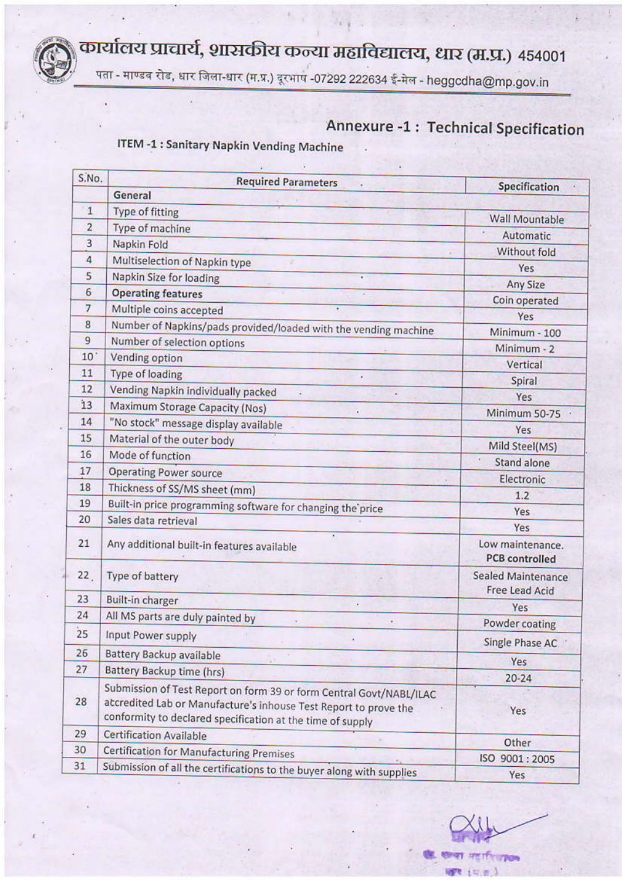# कार्यालय प्राचार्य, शासकीय कन्या महाविद्यालय, धार (म.प्र.) 454001

पता - माण्डव रोड, धार जिला-धार (म.प्र.) दूरभाष -07292 222634 ई-मेल - heggcdha@mp.gov.in

## Annexure -1 : Technical Specification

### ITEM -1 : Sanitary Napkin Vending Machine

| S.No. | Required Parameters | Specification |
|---|---|---|
| | **General** | |
| 1 | Type of fitting | Wall Mountable |
| 2 | Type of machine | Automatic |
| 3 | Napkin Fold | Without fold |
| 4 | Multiselection of Napkin type | Yes |
| 5 | Napkin Size for loading | Any Size |
| 6 | **Operating features** | Coin operated |
| 7 | Multiple coins accepted | Yes |
| 8 | Number of Napkins/pads provided/loaded with the vending machine | Minimum - 100 |
| 9 | Number of selection options | Minimum - 2 |
| 10 | Vending option | Vertical |
| 11 | Type of loading | Spiral |
| 12 | Vending Napkin individually packed | Yes |
| 13 | Maximum Storage Capacity (Nos) | Minimum 50-75 |
| 14 | "No stock" message display available | Yes |
| 15 | Material of the outer body | Mild Steel(MS) |
| 16 | Mode of function | Stand alone |
| 17 | Operating Power source | Electronic |
| 18 | Thickness of SS/MS sheet (mm) | 1.2 |
| 19 | Built-in price programming software for changing the price | Yes |
| 20 | Sales data retrieval | Yes |
| 21 | Any additional built-in features available | Low maintenance. **PCB controlled** |
| 22 | Type of battery | Sealed Maintenance Free Lead Acid |
| 23 | Built-in charger | Yes |
| 24 | All MS parts are duly painted by | Powder coating |
| 25 | Input Power supply | Single Phase AC |
| 26 | Battery Backup available | Yes |
| 27 | Battery Backup time (hrs) | 20-24 |
| 28 | Submission of Test Report on form 39 or form Central Govt/NABL/ILAC accredited Lab or Manufacture's inhouse Test Report to prove the conformity to declared specification at the time of supply | Yes |
| 29 | Certification Available | Other |
| 30 | Certification for Manufacturing Premises | ISO 9001 : 2005 |
| 31 | Submission of all the certifications to the buyer along with supplies | Yes |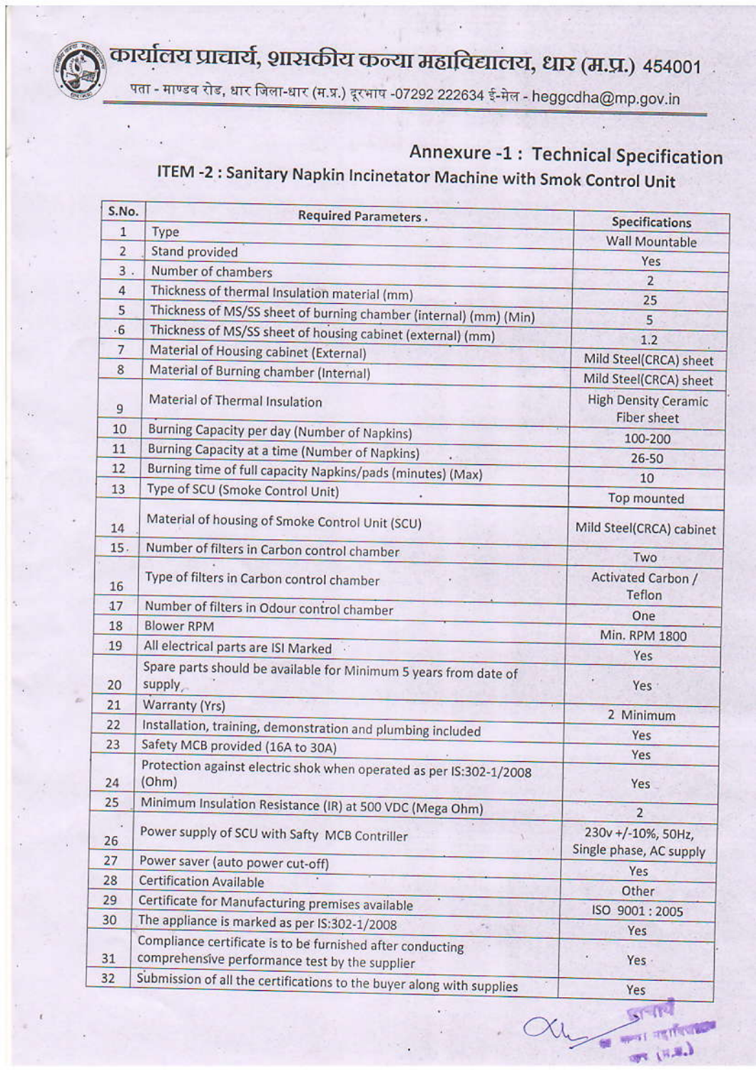# कार्यालय प्राचार्य, शासकीय कन्या महाविद्यालय, धार (म.प्र.) 454001

पता - माण्डव रोड, धार जिला-धार (म.प्र.) दूरभाष -07292 222634 ई-मेल - heggcdha@mp.gov.in

## Annexure -1 : Technical Specification

### ITEM -2 : Sanitary Napkin Incinetator Machine with Smok Control Unit

| S.No. | Required Parameters. | Specifications |
|---|---|---|
| 1 | Type | Wall Mountable |
| 2 | Stand provided | Yes |
| 3. | Number of chambers | 2 |
| 4 | Thickness of thermal Insulation material (mm) | 25 |
| 5 | Thickness of MS/SS sheet of burning chamber (internal) (mm) (Min) | 5 |
| 6 | Thickness of MS/SS sheet of housing cabinet (external) (mm) | 1.2 |
| 7 | Material of Housing cabinet (External) | Mild Steel(CRCA) sheet |
| 8 | Material of Burning chamber (Internal) | Mild Steel(CRCA) sheet |
| 9 | Material of Thermal Insulation | High Density Ceramic Fiber sheet |
| 10 | Burning Capacity per day (Number of Napkins) | 100-200 |
| 11 | Burning Capacity at a time (Number of Napkins) | 26-50 |
| 12 | Burning time of full capacity Napkins/pads (minutes) (Max) | 10 |
| 13 | Type of SCU (Smoke Control Unit) | Top mounted |
| 14 | Material of housing of Smoke Control Unit (SCU) | Mild Steel(CRCA) cabinet |
| 15. | Number of filters in Carbon control chamber | Two |
| 16 | Type of filters in Carbon control chamber | Activated Carbon / Teflon |
| 17 | Number of filters in Odour control chamber | One |
| 18 | Blower RPM | Min. RPM 1800 |
| 19 | All electrical parts are ISI Marked | Yes |
| 20 | Spare parts should be available for Minimum 5 years from date of supply | Yes |
| 21 | Warranty (Yrs) | 2 Minimum |
| 22 | Installation, training, demonstration and plumbing included | Yes |
| 23 | Safety MCB provided (16A to 30A) | Yes |
| 24 | Protection against electric shok when operated as per IS:302-1/2008 (Ohm) | Yes |
| 25 | Minimum Insulation Resistance (IR) at 500 VDC (Mega Ohm) | 2 |
| 26 | Power supply of SCU with Safty MCB Contriller | 230v +/-10%, 50Hz, Single phase, AC supply |
| 27 | Power saver (auto power cut-off) | Yes |
| 28 | Certification Available | Other |
| 29 | Certificate for Manufacturing premises available | ISO 9001 : 2005 |
| 30 | The appliance is marked as per IS:302-1/2008 | Yes |
| 31 | Compliance certificate is to be furnished after conducting comprehensive performance test by the supplier | Yes |
| 32 | Submission of all the certifications to the buyer along with supplies | Yes |

प्राचार्य
शा. कन्या महाविद्यालय
धार (म.प्र.)